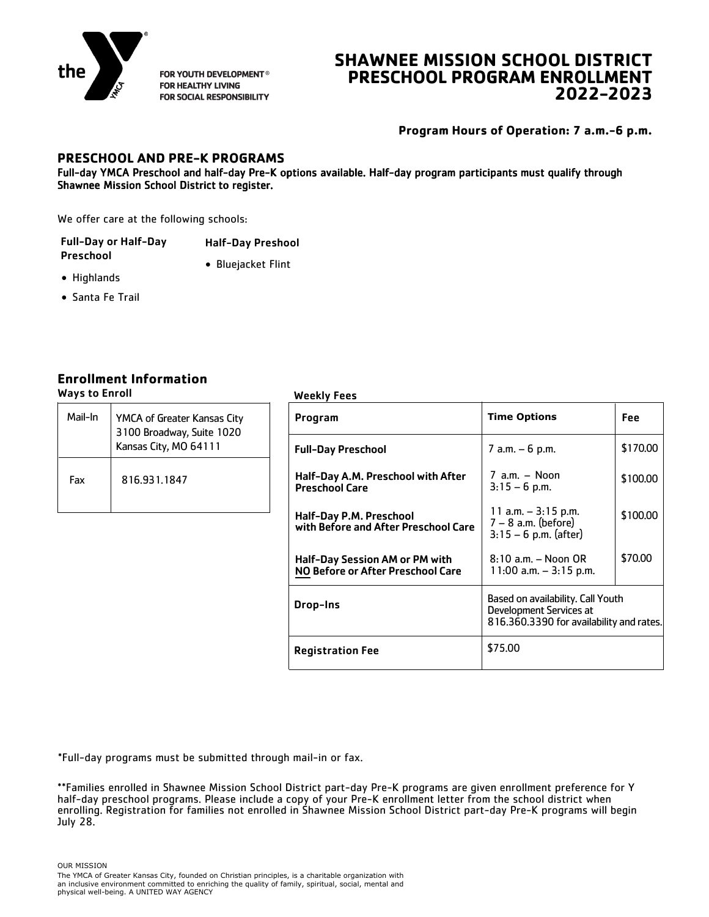FOR YOUTH DEVELOPMENT®
FOR HEALTHY LIVING
FOR SOCIAL RESPONSIBILITY

# SHAWNEE MISSION SCHOOL DISTRICT PRESCHOOL PROGRAM ENROLLMENT 2022-2023

**Program Hours of Operation: 7 a.m.-6 p.m.**

## PRESCHOOL AND PRE-K PROGRAMS

Full-day YMCA Preschool and half-day Pre-K options available. Half-day program participants must qualify through Shawnee Mission School District to register.

We offer care at the following schools:

**Full-Day or Half-Day Preschool**

- Highlands
- Santa Fe Trail

**Half-Day Preshool**

- Bluejacket Flint

## Enrollment Information

### Ways to Enroll

| | |
|---|---|
| Mail-In | YMCA of Greater Kansas City<br>3100 Broadway, Suite 1020<br>Kansas City, MO 64111 |
| Fax | 816.931.1847 |

### Weekly Fees

| Program | Time Options | Fee |
|---|---|---|
| **Full-Day Preschool** | 7 a.m. – 6 p.m. | $170.00 |
| **Half-Day A.M. Preschool with After Preschool Care** | 7 a.m. – Noon<br>3:15 – 6 p.m. | $100.00 |
| **Half-Day P.M. Preschool with Before and After Preschool Care** | 11 a.m. – 3:15 p.m.<br>7 – 8 a.m. (before)<br>3:15 – 6 p.m. (after) | $100.00 |
| **Half-Day Session AM or PM with NO Before or After Preschool Care** | 8:10 a.m. – Noon OR<br>11:00 a.m. – 3:15 p.m. | $70.00 |
| **Drop-Ins** | Based on availability. Call Youth Development Services at 816.360.3390 for availability and rates. | |
| **Registration Fee** | $75.00 | |

*Full-day programs must be submitted through mail-in or fax.

**Families enrolled in Shawnee Mission School District part-day Pre-K programs are given enrollment preference for Y half-day preschool programs. Please include a copy of your Pre-K enrollment letter from the school district when enrolling. Registration for families not enrolled in Shawnee Mission School District part-day Pre-K programs will begin July 28.

OUR MISSION
The YMCA of Greater Kansas City, founded on Christian principles, is a charitable organization with an inclusive environment committed to enriching the quality of family, spiritual, social, mental and physical well-being. A UNITED WAY AGENCY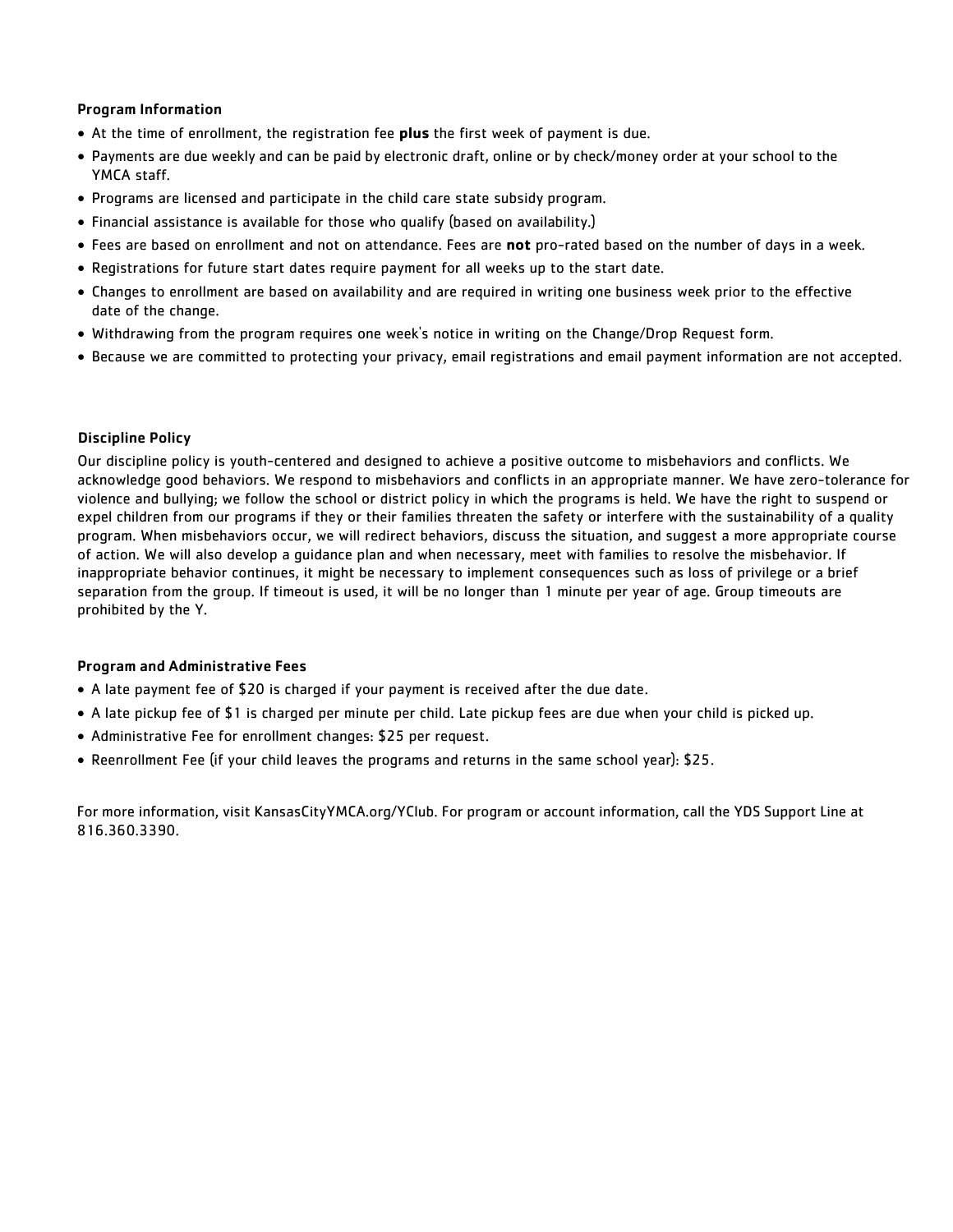### Program Information

- At the time of enrollment, the registration fee **plus** the first week of payment is due.
- Payments are due weekly and can be paid by electronic draft, online or by check/money order at your school to the YMCA staff.
- Programs are licensed and participate in the child care state subsidy program.
- Financial assistance is available for those who qualify (based on availability.)
- Fees are based on enrollment and not on attendance. Fees are **not** pro-rated based on the number of days in a week.
- Registrations for future start dates require payment for all weeks up to the start date.
- Changes to enrollment are based on availability and are required in writing one business week prior to the effective date of the change.
- Withdrawing from the program requires one week's notice in writing on the Change/Drop Request form.
- Because we are committed to protecting your privacy, email registrations and email payment information are not accepted.

### Discipline Policy

Our discipline policy is youth-centered and designed to achieve a positive outcome to misbehaviors and conflicts. We acknowledge good behaviors. We respond to misbehaviors and conflicts in an appropriate manner. We have zero-tolerance for violence and bullying; we follow the school or district policy in which the programs is held. We have the right to suspend or expel children from our programs if they or their families threaten the safety or interfere with the sustainability of a quality program. When misbehaviors occur, we will redirect behaviors, discuss the situation, and suggest a more appropriate course of action. We will also develop a guidance plan and when necessary, meet with families to resolve the misbehavior. If inappropriate behavior continues, it might be necessary to implement consequences such as loss of privilege or a brief separation from the group. If timeout is used, it will be no longer than 1 minute per year of age. Group timeouts are prohibited by the Y.

### Program and Administrative Fees

- A late payment fee of $20 is charged if your payment is received after the due date.
- A late pickup fee of $1 is charged per minute per child. Late pickup fees are due when your child is picked up.
- Administrative Fee for enrollment changes: $25 per request.
- Reenrollment Fee (if your child leaves the programs and returns in the same school year): $25.

For more information, visit KansasCityYMCA.org/YClub. For program or account information, call the YDS Support Line at 816.360.3390.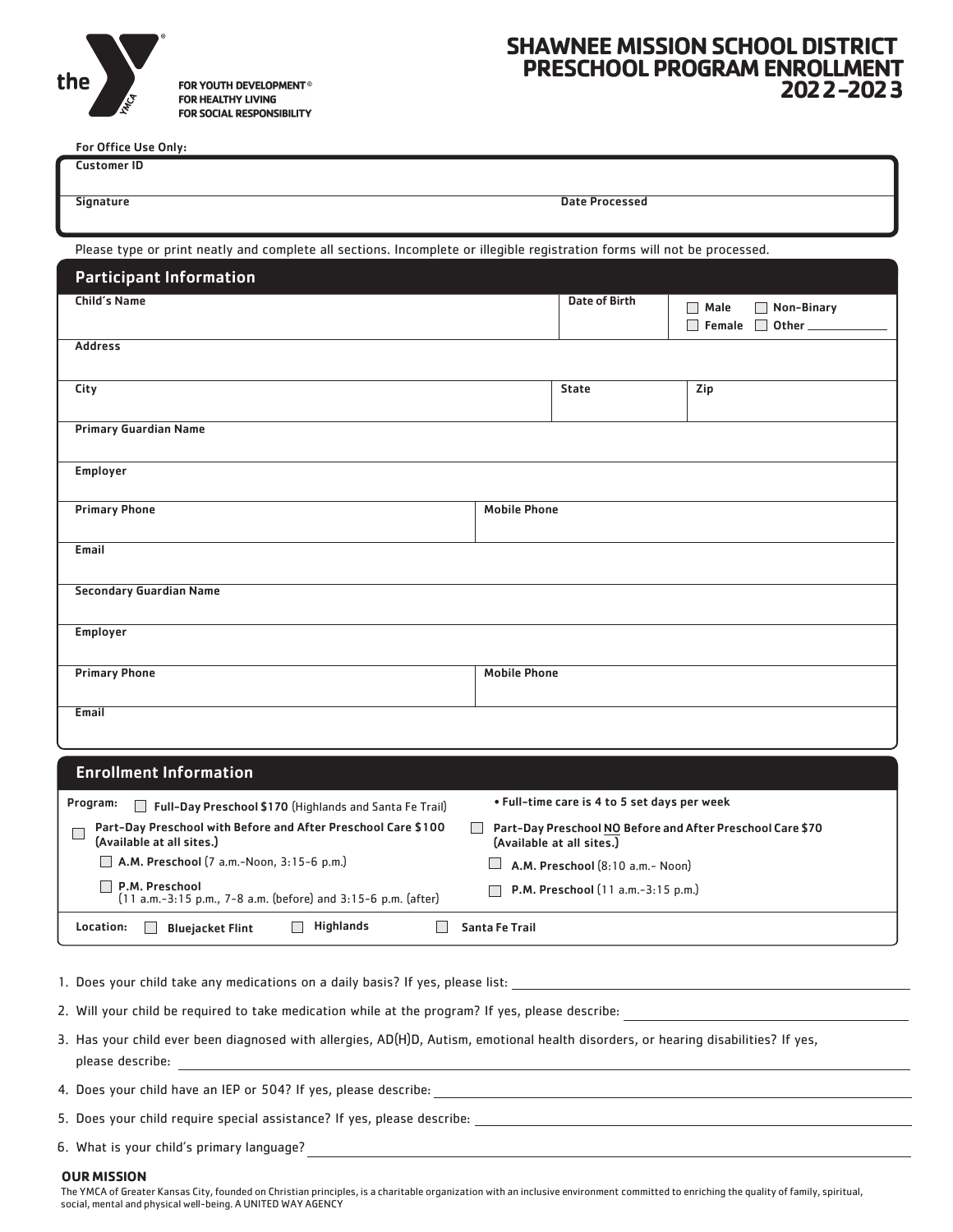the Y — FOR YOUTH DEVELOPMENT® FOR HEALTHY LIVING FOR SOCIAL RESPONSIBILITY

# SHAWNEE MISSION SCHOOL DISTRICT PRESCHOOL PROGRAM ENROLLMENT 2022-2023

For Office Use Only:

| Customer ID | |
|---|---|
| Signature | Date Processed |

Please type or print neatly and complete all sections. Incomplete or illegible registration forms will not be processed.

## Participant Information

| Child's Name | Date of Birth | ☐ Male ☐ Non-Binary ☐ Female ☐ Other ______ |
|---|---|---|
| Address | | |
| City | State | Zip |
| Primary Guardian Name | | |
| Employer | | |
| Primary Phone | Mobile Phone | |
| Email | | |
| Secondary Guardian Name | | |
| Employer | | |
| Primary Phone | Mobile Phone | |
| Email | | |

## Enrollment Information

**Program:** ☐ **Full-Day Preschool $170** (Highlands and Santa Fe Trail)

• **Full-time care is 4 to 5 set days per week**

☐ **Part-Day Preschool with Before and After Preschool Care $100 (Available at all sites.)**
- ☐ **A.M. Preschool** (7 a.m.-Noon, 3:15-6 p.m.)
- ☐ **P.M. Preschool** (11 a.m.-3:15 p.m., 7-8 a.m. (before) and 3:15-6 p.m. (after)

☐ **Part-Day Preschool NO Before and After Preschool Care $70 (Available at all sites.)**
- ☐ **A.M. Preschool** (8:10 a.m.- Noon)
- ☐ **P.M. Preschool** (11 a.m.-3:15 p.m.)

**Location:** ☐ **Bluejacket Flint** ☐ **Highlands** ☐ **Santa Fe Trail**

1. Does your child take any medications on a daily basis? If yes, please list: ______________________
2. Will your child be required to take medication while at the program? If yes, please describe: ______________________
3. Has your child ever been diagnosed with allergies, AD(H)D, Autism, emotional health disorders, or hearing disabilities? If yes, please describe: ______________________
4. Does your child have an IEP or 504? If yes, please describe: ______________________
5. Does your child require special assistance? If yes, please describe: ______________________
6. What is your child's primary language? ______________________

**OUR MISSION**

The YMCA of Greater Kansas City, founded on Christian principles, is a charitable organization with an inclusive environment committed to enriching the quality of family, spiritual, social, mental and physical well-being. A UNITED WAY AGENCY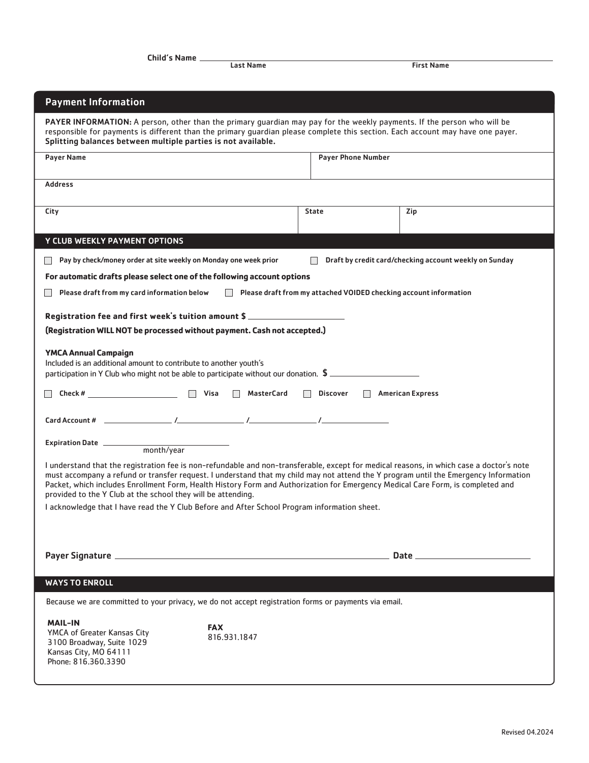Child's Name ______________________________ ______________________________
Last Name First Name

## Payment Information

**PAYER INFORMATION:** A person, other than the primary guardian may pay for the weekly payments. If the person who will be responsible for payments is different than the primary guardian please complete this section. Each account may have one payer. **Splitting balances between multiple parties is not available.**

| | | |
|---|---|---|
| **Payer Name** | **Payer Phone Number** | |
| **Address** | | |
| **City** | **State** | **Zip** |

### Y CLUB WEEKLY PAYMENT OPTIONS

☐ Pay by check/money order at site weekly on Monday one week prior ☐ Draft by credit card/checking account weekly on Sunday

**For automatic drafts please select one of the following account options**

☐ Please draft from my card information below ☐ Please draft from my attached VOIDED checking account information

**Registration fee and first week's tuition amount $** ____________________

**(Registration WILL NOT be processed without payment. Cash not accepted.)**

**YMCA Annual Campaign**
Included is an additional amount to contribute to another youth's participation in Y Club who might not be able to participate without our donation. **$** ____________________

☐ Check # ____________________ ☐ Visa ☐ MasterCard ☐ Discover ☐ American Express

**Card Account #** ______________ / ______________ / ______________ / ______________

**Expiration Date** ____________________
month/year

I understand that the registration fee is non-refundable and non-transferable, except for medical reasons, in which case a doctor's note must accompany a refund or transfer request. I understand that my child may not attend the Y program until the Emergency Information Packet, which includes Enrollment Form, Health History Form and Authorization for Emergency Medical Care Form, is completed and provided to the Y Club at the school they will be attending.

I acknowledge that I have read the Y Club Before and After School Program information sheet.

**Payer Signature** ______________________________ **Date** ____________________

### WAYS TO ENROLL

Because we are committed to your privacy, we do not accept registration forms or payments via email.

**MAIL-IN**
YMCA of Greater Kansas City
3100 Broadway, Suite 1029
Kansas City, MO 64111
Phone: 816.360.3390

**FAX**
816.931.1847

Revised 04.2024